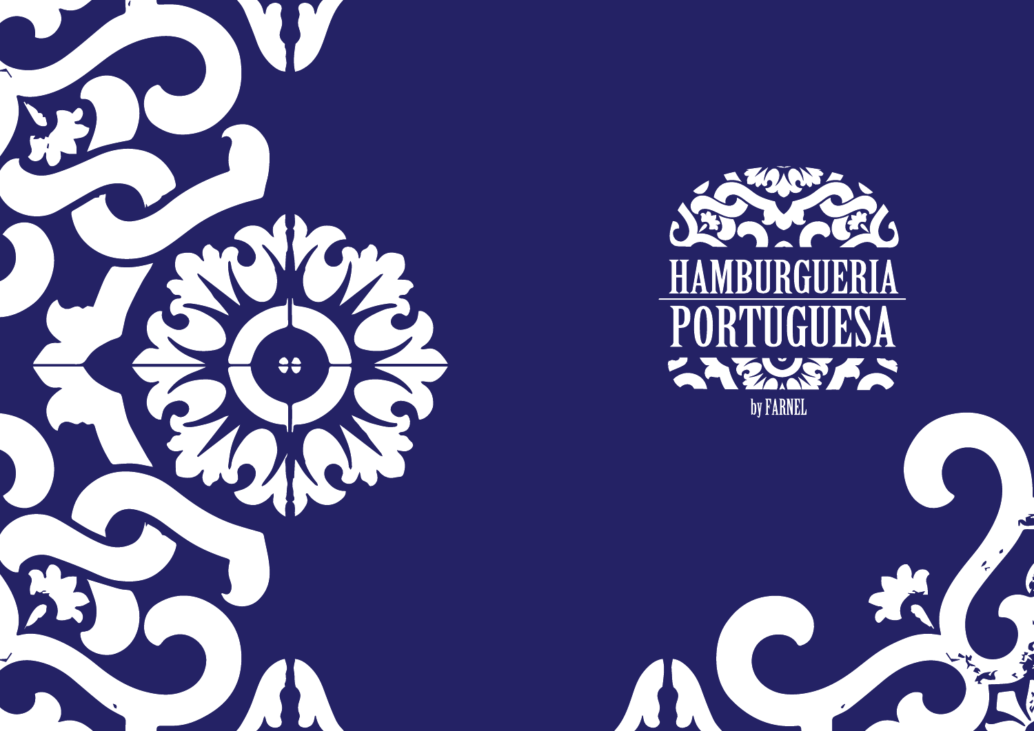# HAMBURGUERIA PORTUGUESA

by FARNEL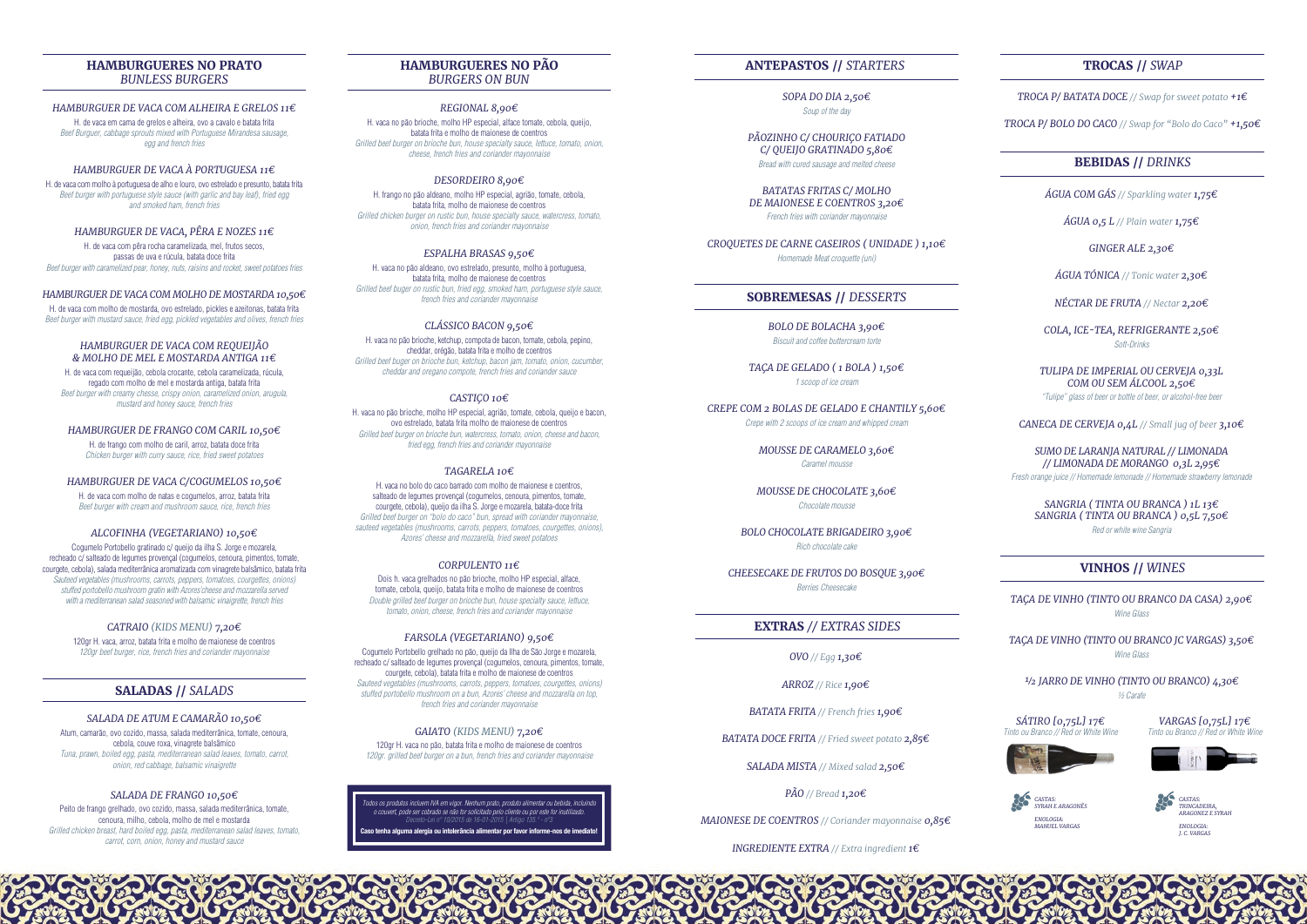## HAMBURGUERES NO PRATO
*BUNLESS BURGERS*

### *HAMBURGUER DE VACA COM ALHEIRA E GRELOS 11€*

H. de vaca em cama de grelos e alheira, ovo a cavalo e batata frita
*Beef Burguer, cabbage sprouts mixed with Portuguese Mirandesa sausage, egg and french fries*

### *HAMBURGUER DE VACA À PORTUGUESA 11€*

H. de vaca com molho à portuguesa de alho e louro, ovo estrelado e presunto, batata frita
*Beef burger with portuguese style sauce (with garlic and bay leaf), fried egg and smoked ham, french fries*

### *HAMBURGUER DE VACA, PÊRA E NOZES 11€*

H. de vaca com pêra rocha caramelizada, mel, frutos secos, passas de uva e rúcula, batata doce frita
*Beef burger with caramelized pear, honey, nuts, raisins and rocket, sweet potatoes fries*

### *HAMBURGUER DE VACA COM MOLHO DE MOSTARDA 10,50€*

H. de vaca com molho de mostarda, ovo estrelado, pickles e azeitonas, batata frita
*Beef burger with mustard sauce, fried egg, pickled vegetables and olives, french fries*

### *HAMBURGUER DE VACA COM REQUEIJÃO & MOLHO DE MEL E MOSTARDA ANTIGA 11€*

H. de vaca com requeijão, cebola crocante, cebola caramelizada, rúcula, regado com molho de mel e mostarda antiga, batata frita
*Beef burger with creamy chesse, crispy onion, caramelized onion, arugula, mustard and honey sauce, french fries*

### *HAMBURGUER DE FRANGO COM CARIL 10,50€*

H. de frango com molho de caril, arroz, batata doce frita
*Chicken burger with curry sauce, rice, fried sweet potatoes*

### *HAMBURGUER DE VACA C/COGUMELOS 10,50€*

H. de vaca com molho de natas e cogumelos, arroz, batata frita
*Beef burger with cream and mushroom sauce, rice, french fries*

### *ALCOFINHA (VEGETARIANO) 10,50€*

Cogumelo Portobello gratinado c/ queijo da ilha S. Jorge e mozarela, recheado c/ salteado de legumes provençal (cogumelos, cenoura, pimentos, tomate, courgete, cebola), salada mediterrânica aromatizada com vinagrete balsâmico, batata frita
*Sauteed vegetables (mushrooms, carrots, peppers, tomatoes, courgettes, onions) stuffed portobello mushroom gratin with Azores'cheese and mozzarella served with a mediterranean salad seasoned with balsamic vinaigrette, french fries*

### *CATRAIO (KIDS MENU) 7,20€*

120gr H. vaca, arroz, batata frita e molho de maionese de coentros
*120gr beef burger, rice, french fries and coriander mayonnaise*

## SALADAS // *SALADS*

### *SALADA DE ATUM E CAMARÃO 10,50€*

Atum, camarão, ovo cozido, massa, salada mediterrânica, tomate, cenoura, cebola, couve roxa, vinagrete balsâmico
*Tuna, prawn, boiled egg, pasta, mediterranean salad leaves, tomato, carrot, onion, red cabbage, balsamic vinaigrette*

### *SALADA DE FRANGO 10,50€*

Peito de frango grelhado, ovo cozido, massa, salada mediterrânica, tomate, cenoura, milho, cebola, molho de mel e mostarda
*Grilled chicken breast, hard boiled egg, pasta, mediterranean salad leaves, tomato, carrot, corn, onion, honey and mustard sauce*

## HAMBURGUERES NO PÃO
*BURGERS ON BUN*

### *REGIONAL 8,90€*

H. vaca no pão brioche, molho HP especial, alface tomate, cebola, queijo, batata frita e molho de maionese de coentros
*Grilled beef burger on brioche bun, house specialty sauce, lettuce, tomato, onion, cheese, french fries and coriander mayonnaise*

### *DESORDEIRO 8,90€*

H. frango no pão aldeano, molho HP especial, agrião, tomate, cebola, batata frita, molho de maionese de coentros
*Grilled chicken burger on rustic bun, house specialty sauce, watercress, tomato, onion, french fries and coriander mayonnaise*

### *ESPALHA BRASAS 9,50€*

H. vaca no pão aldeano, ovo estrelado, presunto, molho à portuguesa, batata frita, molho de maionese de coentros
*Grilled beef buger on rustic bun, fried egg, smoked ham, portuguese style sauce, french fries and coriander mayonnaise*

### *CLÁSSICO BACON 9,50€*

H. vaca no pão brioche, ketchup, compota de bacon, tomate, cebola, pepino, cheddar, orégão, batata frita e molho de maionese de coentros
*Grilled beef buger on brioche bun, ketchup, bacon jam, tomato, onion, cucumber, cheddar and oregano compote, french fries and coriander sauce*

### *CASTIÇO 10€*

H. vaca no pão brioche, molho HP especial, agrião, tomate, cebola, queijo e bacon, ovo estrelado, batata frita molho de maionese de coentros
*Grilled beef burger on brioche bun, watercress, tomato, onion, cheese and bacon, fried egg, french fries and coriander mayonnaise*

### *TAGARELA 10€*

H. vaca no bolo do caco barrado com molho de maionese e coentros, salteado de legumes provençal (cogumelos, cenoura, pimentos, tomate, courgete, cebola), queijo da ilha S. Jorge e mozarela, batata-doce frita
*Grilled beef burger on "bolo do caco" bun, spread with coriander mayonnaise, sauteed vegetables (mushrooms, carrots, peppers, tomatoes, courgettes, onions), Azores' cheese and mozzarella, fried sweet potatoes*

### *CORPULENTO 11€*

Dois h. vaca grelhados no pão brioche, molho HP especial, alface, tomate, cebola, queijo, batata frita e molho de maionese de coentros
*Double grilled beef burger on brioche bun, house specialty sauce, lettuce, tomato, onion, cheese, french fries and coriander mayonnaise*

### *FARSOLA (VEGETARIANO) 9,50€*

Cogumelo Portobello grelhado no pão, queijo da Ilha de São Jorge e mozarela, recheado c/ salteado de legumes provençal (cogumelos, cenoura, pimentos, tomate, courgete, cebola), batata frita e molho de maionese de coentros
*Sauteed vegetables (mushrooms, carrots, peppers, tomatoes, courgettes, onions) stuffed portobello mushroom on a bun, Azores' cheese and mozzarella on top, french fries and coriander mayonnaise*

### *GAIATO (KIDS MENU) 7,20€*

120gr H. vaca no pão, batata frita e molho de maionese de coentros
*120gr. grilled beef burger on a bun, french fries and coriander mayonnaise*

*Todos os produtos incluem IVA em vigor. Nenhum prato, produto alimentar ou bebida, incluindo o couvert, pode ser cobrado se não for solicitado pelo cliente ou por este for inutilizado. Decreto-Lei nº 10/2015 de 16-01-2015 | Artigo 135.º - nº3*

**Caso tenha alguma alergia ou intolerância alimentar por favor informe-nos de imediato!**

## ANTEPASTOS // *STARTERS*

*SOPA DO DIA 2,50€*
*Soup of the day*

*PÃOZINHO C/ CHOURIÇO FATIADO C/ QUEIJO GRATINADO 5,80€*
*Bread with cured sausage and melted cheese*

*BATATAS FRITAS C/ MOLHO DE MAIONESE E COENTROS 3,20€*
*French fries with coriander mayonnaise*

*CROQUETES DE CARNE CASEIROS ( UNIDADE ) 1,10€*
*Homemade Meat croquette (uni)*

## SOBREMESAS // *DESSERTS*

*BOLO DE BOLACHA 3,90€*
*Biscuit and coffee buttercream torte*

*TAÇA DE GELADO ( 1 BOLA ) 1,50€*
*1 scoop of ice cream*

*CREPE COM 2 BOLAS DE GELADO E CHANTILY 5,60€*
*Crepe with 2 scoops of ice cream and whipped cream*

*MOUSSE DE CARAMELO 3,60€*
*Caramel mousse*

*MOUSSE DE CHOCOLATE 3,60€*
*Chocolate mousse*

*BOLO CHOCOLATE BRIGADEIRO 3,90€*
*Rich chocolate cake*

*CHEESECAKE DE FRUTOS DO BOSQUE 3,90€*
*Berries Cheesecake*

## EXTRAS // *EXTRAS SIDES*

*OVO // Egg 1,30€*

*ARROZ // Rice 1,90€*

*BATATA FRITA // French fries 1,90€*

*BATATA DOCE FRITA // Fried sweet potato 2,85€*

*SALADA MISTA // Mixed salad 2,50€*

*PÃO // Bread 1,20€*

*MAIONESE DE COENTROS // Coriander mayonnaise 0,85€*

*INGREDIENTE EXTRA // Extra ingredient 1€*

## TROCAS // *SWAP*

*TROCA P/ BATATA DOCE // Swap for sweet potato +1€*

*TROCA P/ BOLO DO CACO // Swap for "Bolo do Caco" +1,50€*

## BEBIDAS // *DRINKS*

*ÁGUA COM GÁS // Sparkling water 1,75€*

*ÁGUA 0,5 L // Plain water 1,75€*

*GINGER ALE 2,30€*

*ÁGUA TÓNICA // Tonic water 2,30€*

*NÉCTAR DE FRUTA // Nectar 2,20€*

*COLA, ICE-TEA, REFRIGERANTE 2,50€*
*Soft-Drinks*

*TULIPA DE IMPERIAL OU CERVEJA 0,33L COM OU SEM ÁLCOOL 2,50€*
*"Tulipe" glass of beer or bottle of beer, or alcohol-free beer*

*CANECA DE CERVEJA 0,4L // Small jug of beer 3,10€*

*SUMO DE LARANJA NATURAL // LIMONADA // LIMONADA DE MORANGO 0,3L 2,95€*
*Fresh orange juice // Homemade lemonade // Homemade strawberry lemonade*

*SANGRIA ( TINTA OU BRANCA ) 1L 13€*
*SANGRIA ( TINTA OU BRANCA ) 0,5L 7,50€*
*Red or white wine Sangria*

## VINHOS // *WINES*

*TAÇA DE VINHO (TINTO OU BRANCO DA CASA) 2,90€*
*Wine Glass*

*TAÇA DE VINHO (TINTO OU BRANCO JC VARGAS) 3,50€*
*Wine Glass*

*½ JARRO DE VINHO (TINTO OU BRANCO) 4,30€*
*½ Carafe*

*SÁTIRO [0,75L] 17€*
*Tinto ou Branco // Red or White Wine*

*CASTAS: SYRAH E ARAGONÊS*
*ENOLOGIA: MANUEL VARGAS*

*VARGAS [0,75L] 17€*
*Tinto ou Branco // Red or White Wine*

*CASTAS: TRINCADEIRA, ARAGONEZ E SYRAH*
*ENOLOGIA: J. C. VARGAS*